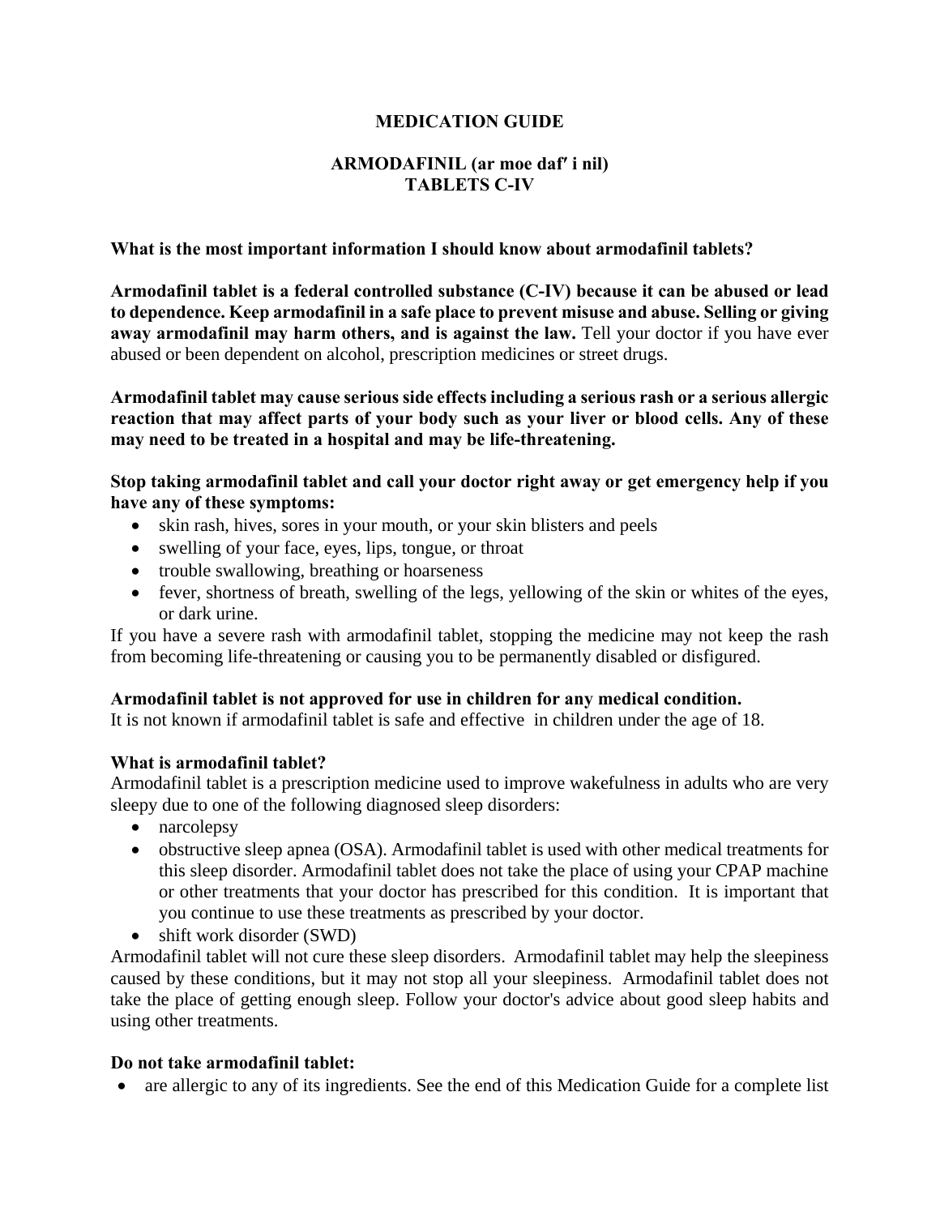# MEDICATION GUIDE

## ARMODAFINIL (ar moe daf′ i nil)
## TABLETS C-IV

**What is the most important information I should know about armodafinil tablets?**

**Armodafinil tablet is a federal controlled substance (C-IV) because it can be abused or lead to dependence. Keep armodafinil in a safe place to prevent misuse and abuse. Selling or giving away armodafinil may harm others, and is against the law.** Tell your doctor if you have ever abused or been dependent on alcohol, prescription medicines or street drugs.

**Armodafinil tablet may cause serious side effects including a serious rash or a serious allergic reaction that may affect parts of your body such as your liver or blood cells. Any of these may need to be treated in a hospital and may be life-threatening.**

**Stop taking armodafinil tablet and call your doctor right away or get emergency help if you have any of these symptoms:**

- skin rash, hives, sores in your mouth, or your skin blisters and peels
- swelling of your face, eyes, lips, tongue, or throat
- trouble swallowing, breathing or hoarseness
- fever, shortness of breath, swelling of the legs, yellowing of the skin or whites of the eyes, or dark urine.

If you have a severe rash with armodafinil tablet, stopping the medicine may not keep the rash from becoming life-threatening or causing you to be permanently disabled or disfigured.

**Armodafinil tablet is not approved for use in children for any medical condition.**
It is not known if armodafinil tablet is safe and effective in children under the age of 18.

**What is armodafinil tablet?**
Armodafinil tablet is a prescription medicine used to improve wakefulness in adults who are very sleepy due to one of the following diagnosed sleep disorders:

- narcolepsy
- obstructive sleep apnea (OSA). Armodafinil tablet is used with other medical treatments for this sleep disorder. Armodafinil tablet does not take the place of using your CPAP machine or other treatments that your doctor has prescribed for this condition. It is important that you continue to use these treatments as prescribed by your doctor.
- shift work disorder (SWD)

Armodafinil tablet will not cure these sleep disorders. Armodafinil tablet may help the sleepiness caused by these conditions, but it may not stop all your sleepiness. Armodafinil tablet does not take the place of getting enough sleep. Follow your doctor's advice about good sleep habits and using other treatments.

**Do not take armodafinil tablet:**

- are allergic to any of its ingredients. See the end of this Medication Guide for a complete list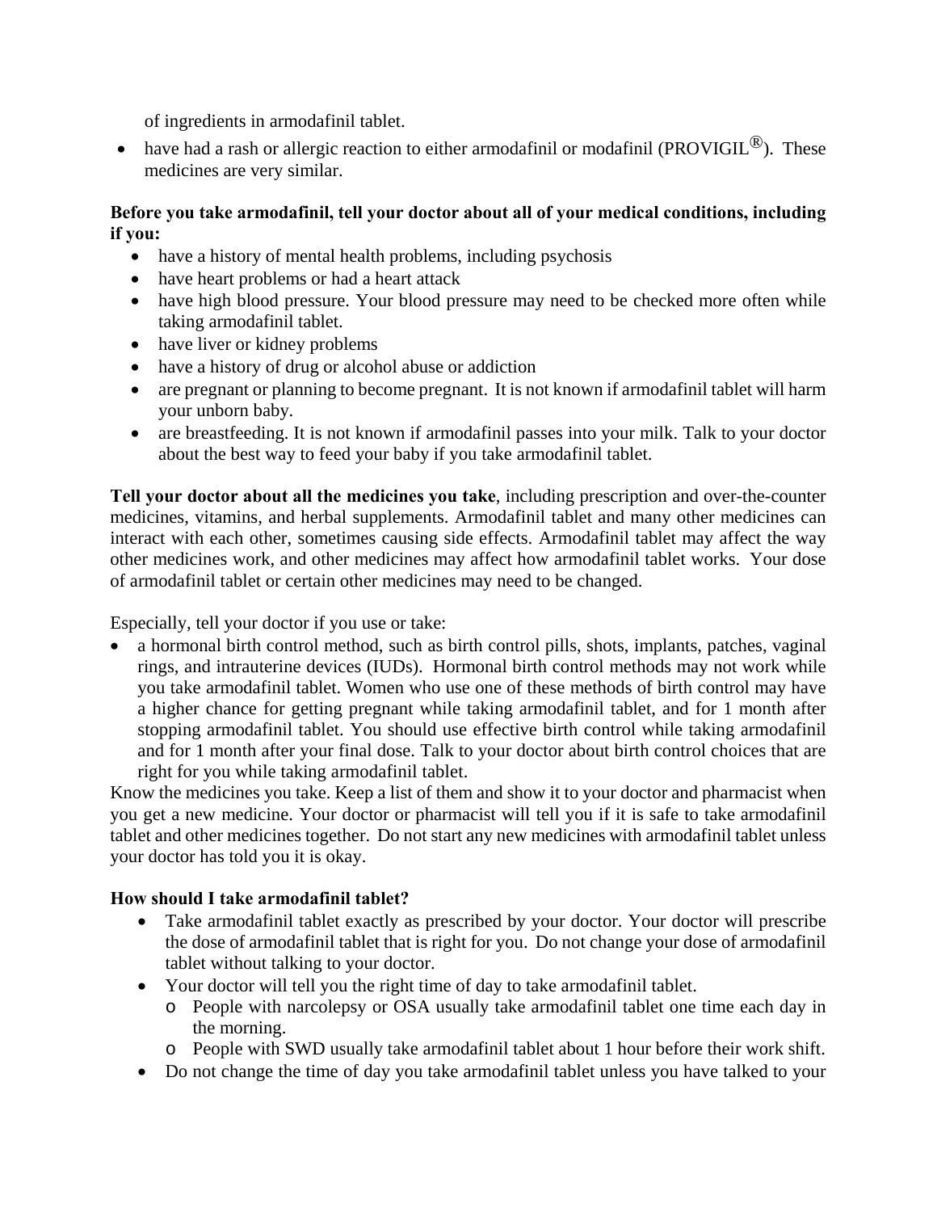of ingredients in armodafinil tablet.

- have had a rash or allergic reaction to either armodafinil or modafinil (PROVIGIL®). These medicines are very similar.

**Before you take armodafinil, tell your doctor about all of your medical conditions, including if you:**

- have a history of mental health problems, including psychosis
- have heart problems or had a heart attack
- have high blood pressure. Your blood pressure may need to be checked more often while taking armodafinil tablet.
- have liver or kidney problems
- have a history of drug or alcohol abuse or addiction
- are pregnant or planning to become pregnant. It is not known if armodafinil tablet will harm your unborn baby.
- are breastfeeding. It is not known if armodafinil passes into your milk. Talk to your doctor about the best way to feed your baby if you take armodafinil tablet.

**Tell your doctor about all the medicines you take**, including prescription and over-the-counter medicines, vitamins, and herbal supplements. Armodafinil tablet and many other medicines can interact with each other, sometimes causing side effects. Armodafinil tablet may affect the way other medicines work, and other medicines may affect how armodafinil tablet works. Your dose of armodafinil tablet or certain other medicines may need to be changed.

Especially, tell your doctor if you use or take:

- a hormonal birth control method, such as birth control pills, shots, implants, patches, vaginal rings, and intrauterine devices (IUDs). Hormonal birth control methods may not work while you take armodafinil tablet. Women who use one of these methods of birth control may have a higher chance for getting pregnant while taking armodafinil tablet, and for 1 month after stopping armodafinil tablet. You should use effective birth control while taking armodafinil and for 1 month after your final dose. Talk to your doctor about birth control choices that are right for you while taking armodafinil tablet.

Know the medicines you take. Keep a list of them and show it to your doctor and pharmacist when you get a new medicine. Your doctor or pharmacist will tell you if it is safe to take armodafinil tablet and other medicines together. Do not start any new medicines with armodafinil tablet unless your doctor has told you it is okay.

**How should I take armodafinil tablet?**

- Take armodafinil tablet exactly as prescribed by your doctor. Your doctor will prescribe the dose of armodafinil tablet that is right for you. Do not change your dose of armodafinil tablet without talking to your doctor.
- Your doctor will tell you the right time of day to take armodafinil tablet.
  - People with narcolepsy or OSA usually take armodafinil tablet one time each day in the morning.
  - People with SWD usually take armodafinil tablet about 1 hour before their work shift.
- Do not change the time of day you take armodafinil tablet unless you have talked to your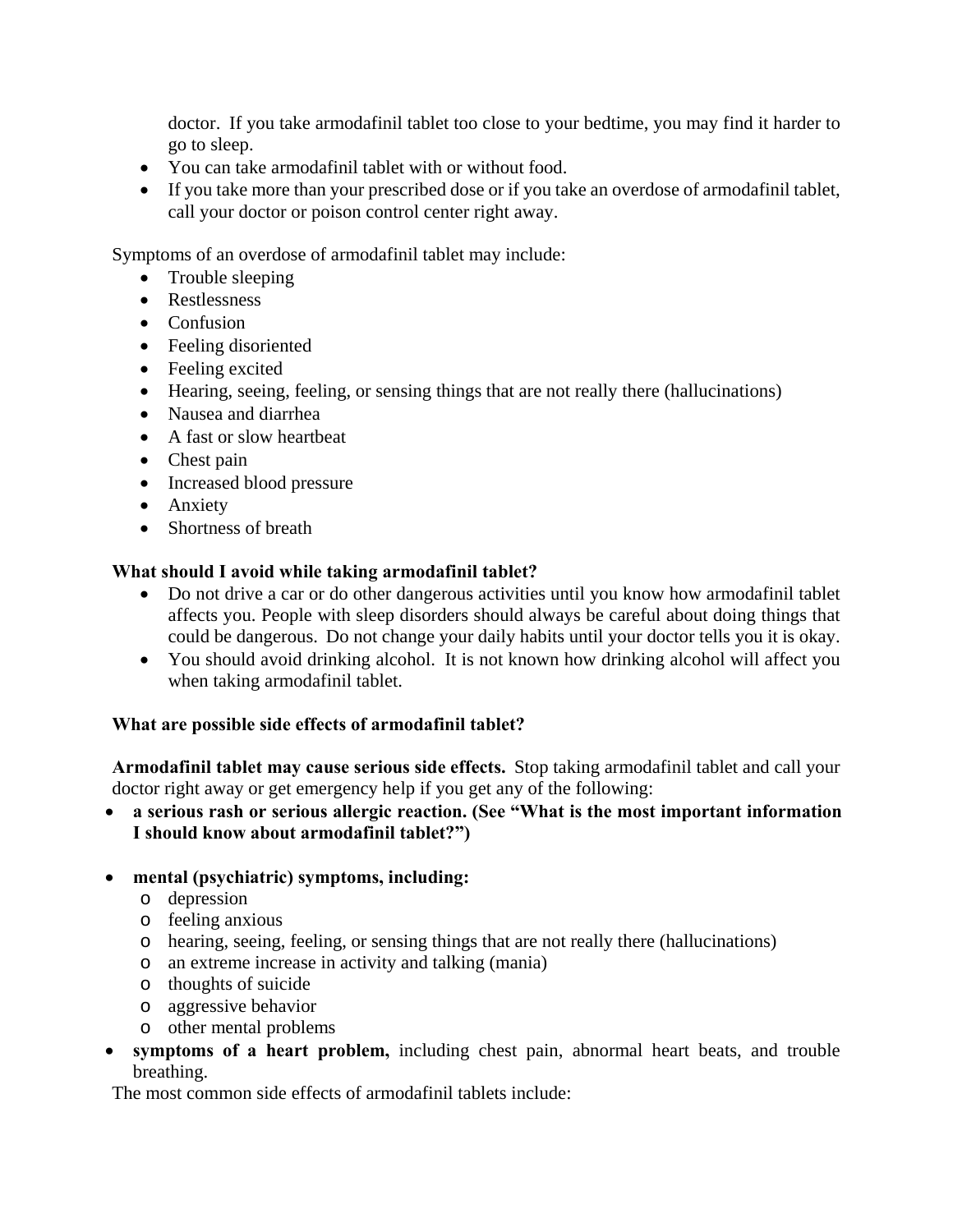doctor. If you take armodafinil tablet too close to your bedtime, you may find it harder to go to sleep.
- You can take armodafinil tablet with or without food.
- If you take more than your prescribed dose or if you take an overdose of armodafinil tablet, call your doctor or poison control center right away.

Symptoms of an overdose of armodafinil tablet may include:

- Trouble sleeping
- Restlessness
- Confusion
- Feeling disoriented
- Feeling excited
- Hearing, seeing, feeling, or sensing things that are not really there (hallucinations)
- Nausea and diarrhea
- A fast or slow heartbeat
- Chest pain
- Increased blood pressure
- Anxiety
- Shortness of breath

**What should I avoid while taking armodafinil tablet?**

- Do not drive a car or do other dangerous activities until you know how armodafinil tablet affects you. People with sleep disorders should always be careful about doing things that could be dangerous. Do not change your daily habits until your doctor tells you it is okay.
- You should avoid drinking alcohol. It is not known how drinking alcohol will affect you when taking armodafinil tablet.

**What are possible side effects of armodafinil tablet?**

**Armodafinil tablet may cause serious side effects.** Stop taking armodafinil tablet and call your doctor right away or get emergency help if you get any of the following:

- **a serious rash or serious allergic reaction. (See "What is the most important information I should know about armodafinil tablet?")**
- **mental (psychiatric) symptoms, including:**
  - depression
  - feeling anxious
  - hearing, seeing, feeling, or sensing things that are not really there (hallucinations)
  - an extreme increase in activity and talking (mania)
  - thoughts of suicide
  - aggressive behavior
  - other mental problems
- **symptoms of a heart problem,** including chest pain, abnormal heart beats, and trouble breathing.

The most common side effects of armodafinil tablets include: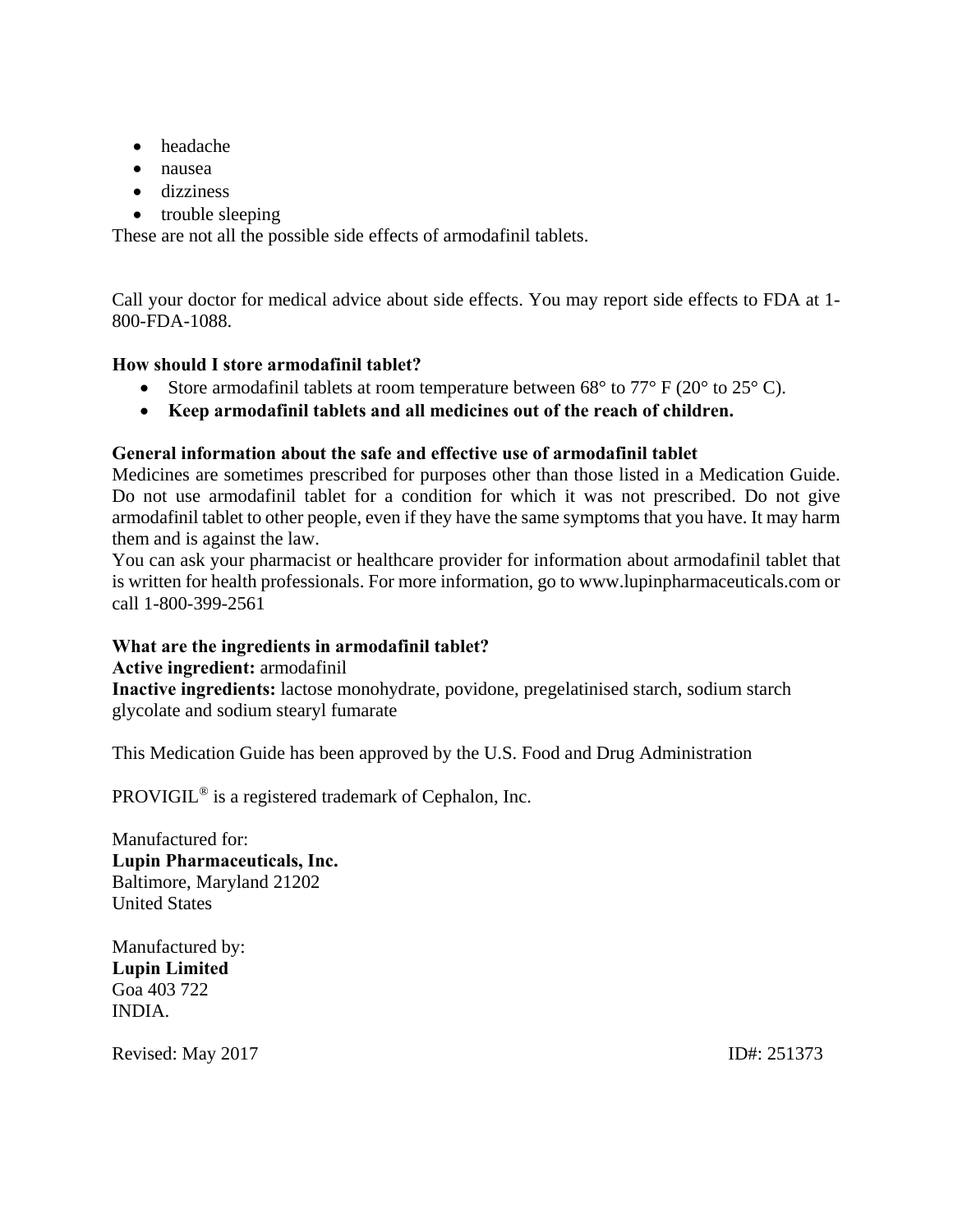- headache
- nausea
- dizziness
- trouble sleeping

These are not all the possible side effects of armodafinil tablets.

Call your doctor for medical advice about side effects. You may report side effects to FDA at 1-800-FDA-1088.

**How should I store armodafinil tablet?**

- Store armodafinil tablets at room temperature between 68° to 77° F (20° to 25° C).
- **Keep armodafinil tablets and all medicines out of the reach of children.**

**General information about the safe and effective use of armodafinil tablet**

Medicines are sometimes prescribed for purposes other than those listed in a Medication Guide. Do not use armodafinil tablet for a condition for which it was not prescribed. Do not give armodafinil tablet to other people, even if they have the same symptoms that you have. It may harm them and is against the law.

You can ask your pharmacist or healthcare provider for information about armodafinil tablet that is written for health professionals. For more information, go to www.lupinpharmaceuticals.com or call 1-800-399-2561

**What are the ingredients in armodafinil tablet?**

**Active ingredient:** armodafinil

**Inactive ingredients:** lactose monohydrate, povidone, pregelatinised starch, sodium starch glycolate and sodium stearyl fumarate

This Medication Guide has been approved by the U.S. Food and Drug Administration

PROVIGIL® is a registered trademark of Cephalon, Inc.

Manufactured for:
**Lupin Pharmaceuticals, Inc.**
Baltimore, Maryland 21202
United States

Manufactured by:
**Lupin Limited**
Goa 403 722
INDIA.

Revised: May 2017 ID#: 251373